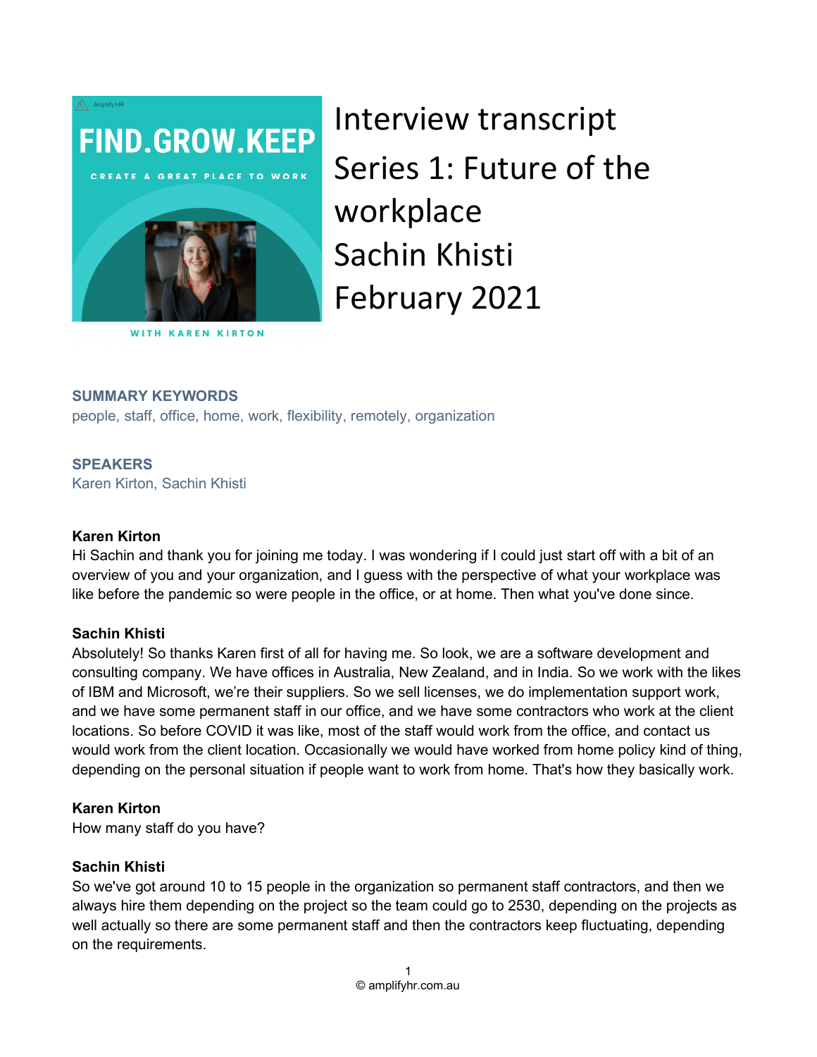Amplify HR

FIND.GROW.KEEP

CREATE A GREAT PLACE TO WORK

WITH KAREN KIRTON

# Interview transcript

# Series 1: Future of the workplace

# Sachin Khisti

# February 2021

**SUMMARY KEYWORDS**

people, staff, office, home, work, flexibility, remotely, organization

**SPEAKERS**

Karen Kirton, Sachin Khisti

**Karen Kirton**

Hi Sachin and thank you for joining me today. I was wondering if I could just start off with a bit of an overview of you and your organization, and I guess with the perspective of what your workplace was like before the pandemic so were people in the office, or at home. Then what you've done since.

**Sachin Khisti**

Absolutely! So thanks Karen first of all for having me. So look, we are a software development and consulting company. We have offices in Australia, New Zealand, and in India. So we work with the likes of IBM and Microsoft, we're their suppliers. So we sell licenses, we do implementation support work, and we have some permanent staff in our office, and we have some contractors who work at the client locations. So before COVID it was like, most of the staff would work from the office, and contact us would work from the client location. Occasionally we would have worked from home policy kind of thing, depending on the personal situation if people want to work from home. That's how they basically work.

**Karen Kirton**

How many staff do you have?

**Sachin Khisti**

So we've got around 10 to 15 people in the organization so permanent staff contractors, and then we always hire them depending on the project so the team could go to 2530, depending on the projects as well actually so there are some permanent staff and then the contractors keep fluctuating, depending on the requirements.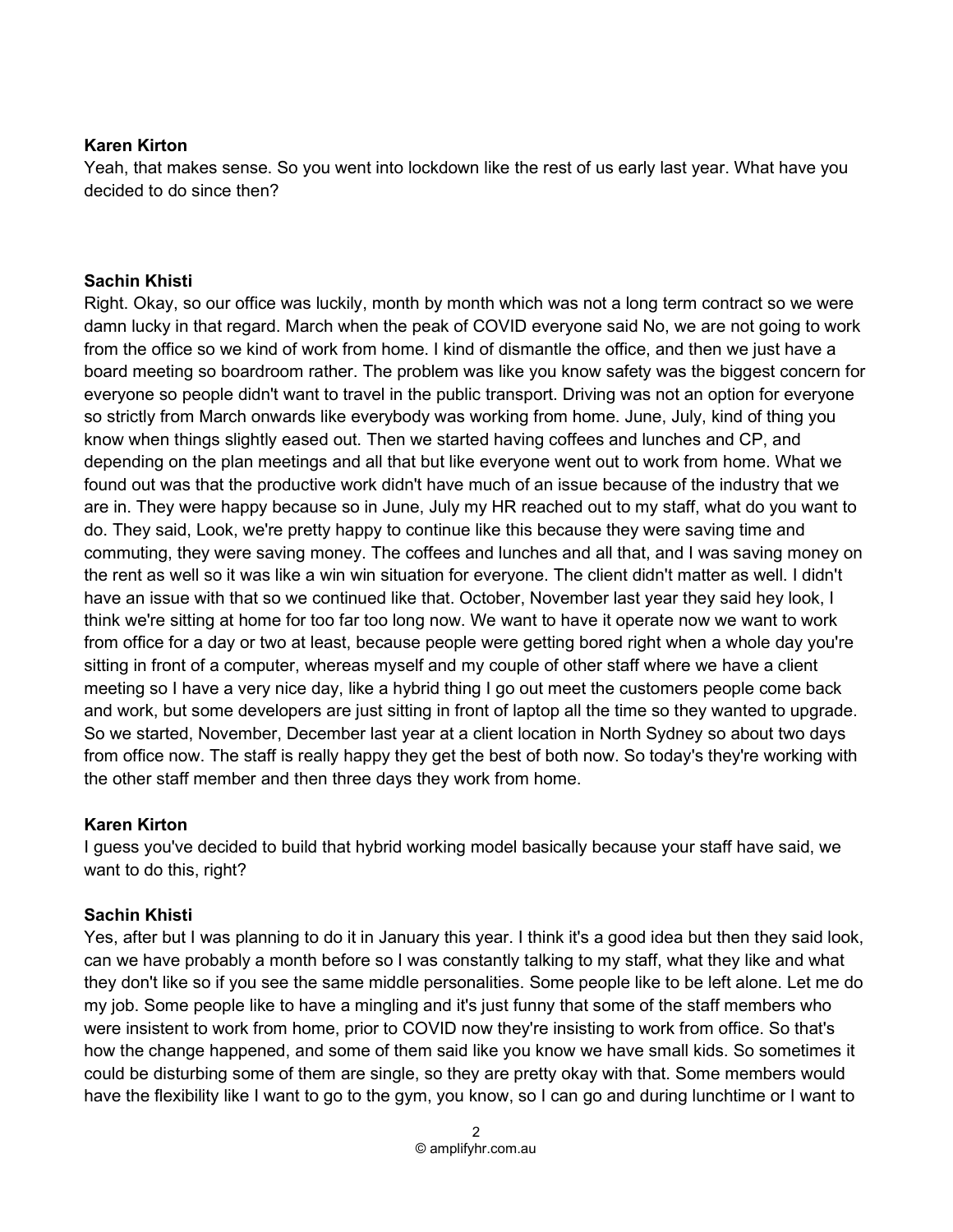**Karen Kirton**
Yeah, that makes sense. So you went into lockdown like the rest of us early last year. What have you decided to do since then?

**Sachin Khisti**
Right. Okay, so our office was luckily, month by month which was not a long term contract so we were damn lucky in that regard. March when the peak of COVID everyone said No, we are not going to work from the office so we kind of work from home. I kind of dismantle the office, and then we just have a board meeting so boardroom rather. The problem was like you know safety was the biggest concern for everyone so people didn't want to travel in the public transport. Driving was not an option for everyone so strictly from March onwards like everybody was working from home. June, July, kind of thing you know when things slightly eased out. Then we started having coffees and lunches and CP, and depending on the plan meetings and all that but like everyone went out to work from home. What we found out was that the productive work didn't have much of an issue because of the industry that we are in. They were happy because so in June, July my HR reached out to my staff, what do you want to do. They said, Look, we're pretty happy to continue like this because they were saving time and commuting, they were saving money. The coffees and lunches and all that, and I was saving money on the rent as well so it was like a win win situation for everyone. The client didn't matter as well. I didn't have an issue with that so we continued like that. October, November last year they said hey look, I think we're sitting at home for too far too long now. We want to have it operate now we want to work from office for a day or two at least, because people were getting bored right when a whole day you're sitting in front of a computer, whereas myself and my couple of other staff where we have a client meeting so I have a very nice day, like a hybrid thing I go out meet the customers people come back and work, but some developers are just sitting in front of laptop all the time so they wanted to upgrade. So we started, November, December last year at a client location in North Sydney so about two days from office now. The staff is really happy they get the best of both now. So today's they're working with the other staff member and then three days they work from home.

**Karen Kirton**
I guess you've decided to build that hybrid working model basically because your staff have said, we want to do this, right?

**Sachin Khisti**
Yes, after but I was planning to do it in January this year. I think it's a good idea but then they said look, can we have probably a month before so I was constantly talking to my staff, what they like and what they don't like so if you see the same middle personalities. Some people like to be left alone. Let me do my job. Some people like to have a mingling and it's just funny that some of the staff members who were insistent to work from home, prior to COVID now they're insisting to work from office. So that's how the change happened, and some of them said like you know we have small kids. So sometimes it could be disturbing some of them are single, so they are pretty okay with that. Some members would have the flexibility like I want to go to the gym, you know, so I can go and during lunchtime or I want to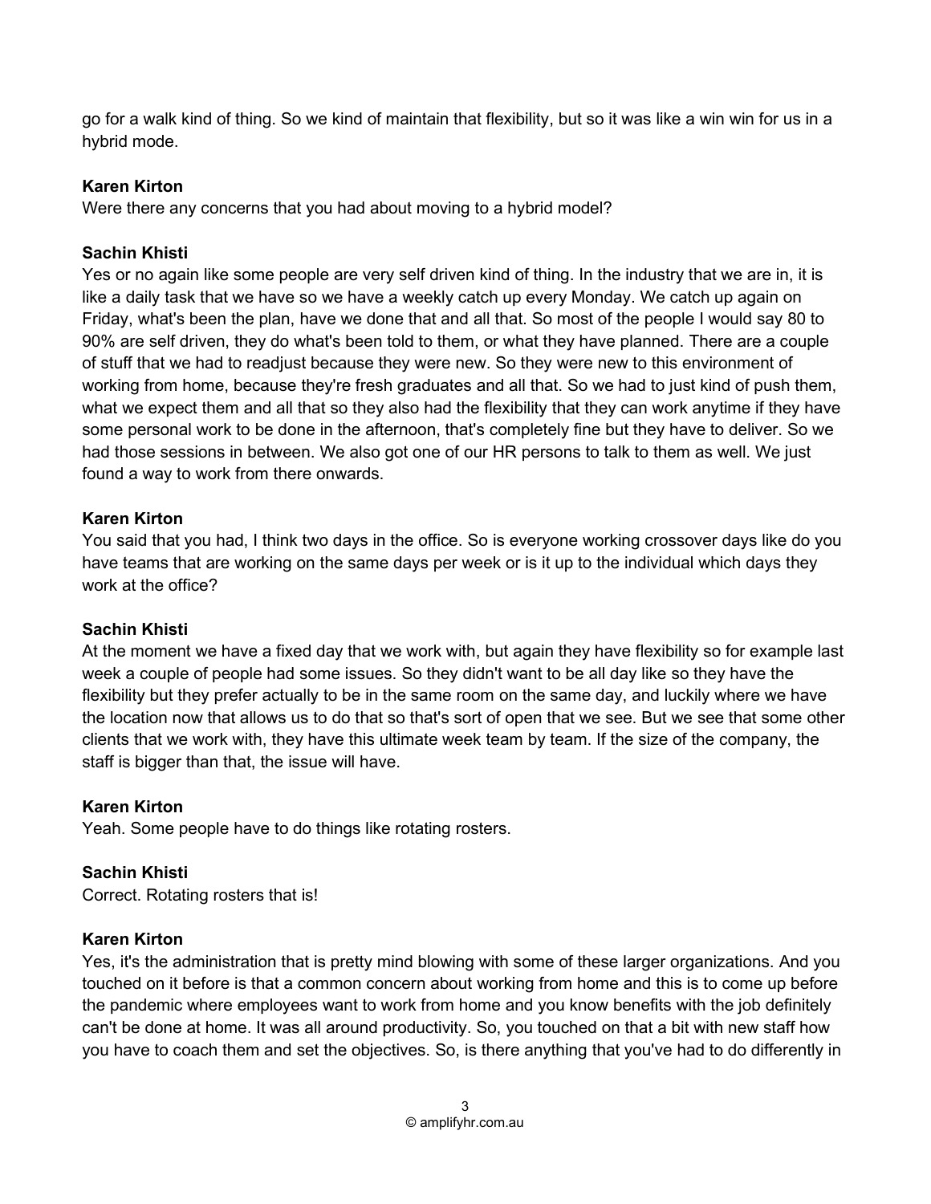go for a walk kind of thing. So we kind of maintain that flexibility, but so it was like a win win for us in a hybrid mode.

**Karen Kirton**
Were there any concerns that you had about moving to a hybrid model?

**Sachin Khisti**
Yes or no again like some people are very self driven kind of thing. In the industry that we are in, it is like a daily task that we have so we have a weekly catch up every Monday. We catch up again on Friday, what's been the plan, have we done that and all that. So most of the people I would say 80 to 90% are self driven, they do what's been told to them, or what they have planned. There are a couple of stuff that we had to readjust because they were new. So they were new to this environment of working from home, because they're fresh graduates and all that. So we had to just kind of push them, what we expect them and all that so they also had the flexibility that they can work anytime if they have some personal work to be done in the afternoon, that's completely fine but they have to deliver. So we had those sessions in between. We also got one of our HR persons to talk to them as well. We just found a way to work from there onwards.

**Karen Kirton**
You said that you had, I think two days in the office. So is everyone working crossover days like do you have teams that are working on the same days per week or is it up to the individual which days they work at the office?

**Sachin Khisti**
At the moment we have a fixed day that we work with, but again they have flexibility so for example last week a couple of people had some issues. So they didn't want to be all day like so they have the flexibility but they prefer actually to be in the same room on the same day, and luckily where we have the location now that allows us to do that so that's sort of open that we see. But we see that some other clients that we work with, they have this ultimate week team by team. If the size of the company, the staff is bigger than that, the issue will have.

**Karen Kirton**
Yeah. Some people have to do things like rotating rosters.

**Sachin Khisti**
Correct. Rotating rosters that is!

**Karen Kirton**
Yes, it's the administration that is pretty mind blowing with some of these larger organizations. And you touched on it before is that a common concern about working from home and this is to come up before the pandemic where employees want to work from home and you know benefits with the job definitely can't be done at home. It was all around productivity. So, you touched on that a bit with new staff how you have to coach them and set the objectives. So, is there anything that you've had to do differently in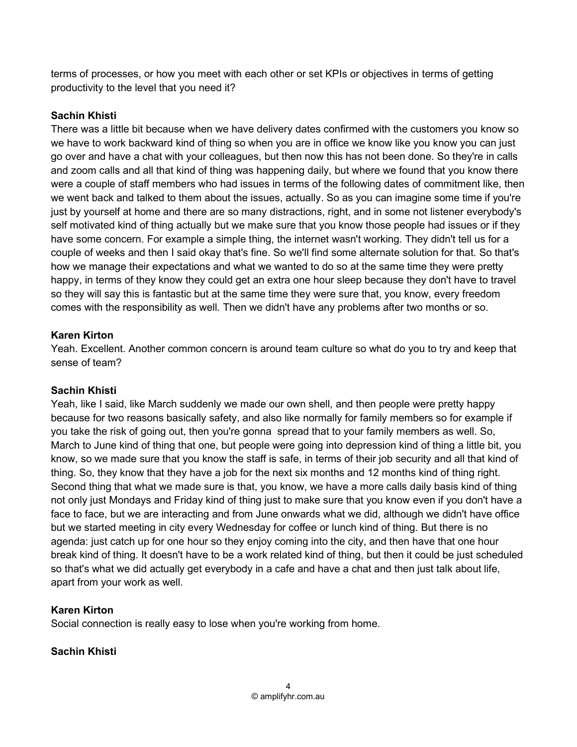terms of processes, or how you meet with each other or set KPIs or objectives in terms of getting productivity to the level that you need it?

**Sachin Khisti**
There was a little bit because when we have delivery dates confirmed with the customers you know so we have to work backward kind of thing so when you are in office we know like you know you can just go over and have a chat with your colleagues, but then now this has not been done. So they're in calls and zoom calls and all that kind of thing was happening daily, but where we found that you know there were a couple of staff members who had issues in terms of the following dates of commitment like, then we went back and talked to them about the issues, actually. So as you can imagine some time if you're just by yourself at home and there are so many distractions, right, and in some not listener everybody's self motivated kind of thing actually but we make sure that you know those people had issues or if they have some concern. For example a simple thing, the internet wasn't working. They didn't tell us for a couple of weeks and then I said okay that's fine. So we'll find some alternate solution for that. So that's how we manage their expectations and what we wanted to do so at the same time they were pretty happy, in terms of they know they could get an extra one hour sleep because they don't have to travel so they will say this is fantastic but at the same time they were sure that, you know, every freedom comes with the responsibility as well. Then we didn't have any problems after two months or so.

**Karen Kirton**
Yeah. Excellent. Another common concern is around team culture so what do you to try and keep that sense of team?

**Sachin Khisti**
Yeah, like I said, like March suddenly we made our own shell, and then people were pretty happy because for two reasons basically safety, and also like normally for family members so for example if you take the risk of going out, then you're gonna spread that to your family members as well. So, March to June kind of thing that one, but people were going into depression kind of thing a little bit, you know, so we made sure that you know the staff is safe, in terms of their job security and all that kind of thing. So, they know that they have a job for the next six months and 12 months kind of thing right. Second thing that what we made sure is that, you know, we have a more calls daily basis kind of thing not only just Mondays and Friday kind of thing just to make sure that you know even if you don't have a face to face, but we are interacting and from June onwards what we did, although we didn't have office but we started meeting in city every Wednesday for coffee or lunch kind of thing. But there is no agenda: just catch up for one hour so they enjoy coming into the city, and then have that one hour break kind of thing. It doesn't have to be a work related kind of thing, but then it could be just scheduled so that's what we did actually get everybody in a cafe and have a chat and then just talk about life, apart from your work as well.

**Karen Kirton**
Social connection is really easy to lose when you're working from home.

**Sachin Khisti**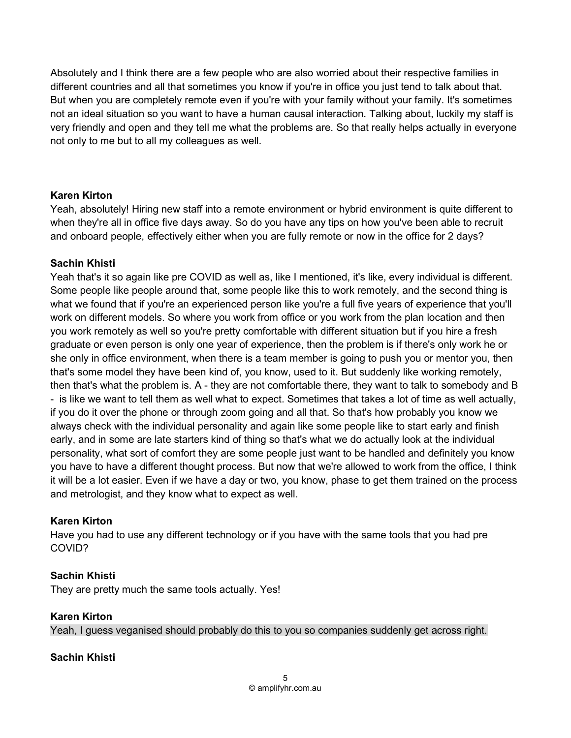Absolutely and I think there are a few people who are also worried about their respective families in different countries and all that sometimes you know if you're in office you just tend to talk about that. But when you are completely remote even if you're with your family without your family. It's sometimes not an ideal situation so you want to have a human causal interaction. Talking about, luckily my staff is very friendly and open and they tell me what the problems are. So that really helps actually in everyone not only to me but to all my colleagues as well.

**Karen Kirton**
Yeah, absolutely! Hiring new staff into a remote environment or hybrid environment is quite different to when they're all in office five days away. So do you have any tips on how you've been able to recruit and onboard people, effectively either when you are fully remote or now in the office for 2 days?

**Sachin Khisti**
Yeah that's it so again like pre COVID as well as, like I mentioned, it's like, every individual is different. Some people like people around that, some people like this to work remotely, and the second thing is what we found that if you're an experienced person like you're a full five years of experience that you'll work on different models. So where you work from office or you work from the plan location and then you work remotely as well so you're pretty comfortable with different situation but if you hire a fresh graduate or even person is only one year of experience, then the problem is if there's only work he or she only in office environment, when there is a team member is going to push you or mentor you, then that's some model they have been kind of, you know, used to it. But suddenly like working remotely, then that's what the problem is. A - they are not comfortable there, they want to talk to somebody and B - is like we want to tell them as well what to expect. Sometimes that takes a lot of time as well actually, if you do it over the phone or through zoom going and all that. So that's how probably you know we always check with the individual personality and again like some people like to start early and finish early, and in some are late starters kind of thing so that's what we do actually look at the individual personality, what sort of comfort they are some people just want to be handled and definitely you know you have to have a different thought process. But now that we're allowed to work from the office, I think it will be a lot easier. Even if we have a day or two, you know, phase to get them trained on the process and metrologist, and they know what to expect as well.

**Karen Kirton**
Have you had to use any different technology or if you have with the same tools that you had pre COVID?

**Sachin Khisti**
They are pretty much the same tools actually. Yes!

**Karen Kirton**
Yeah, I guess veganised should probably do this to you so companies suddenly get across right.

**Sachin Khisti**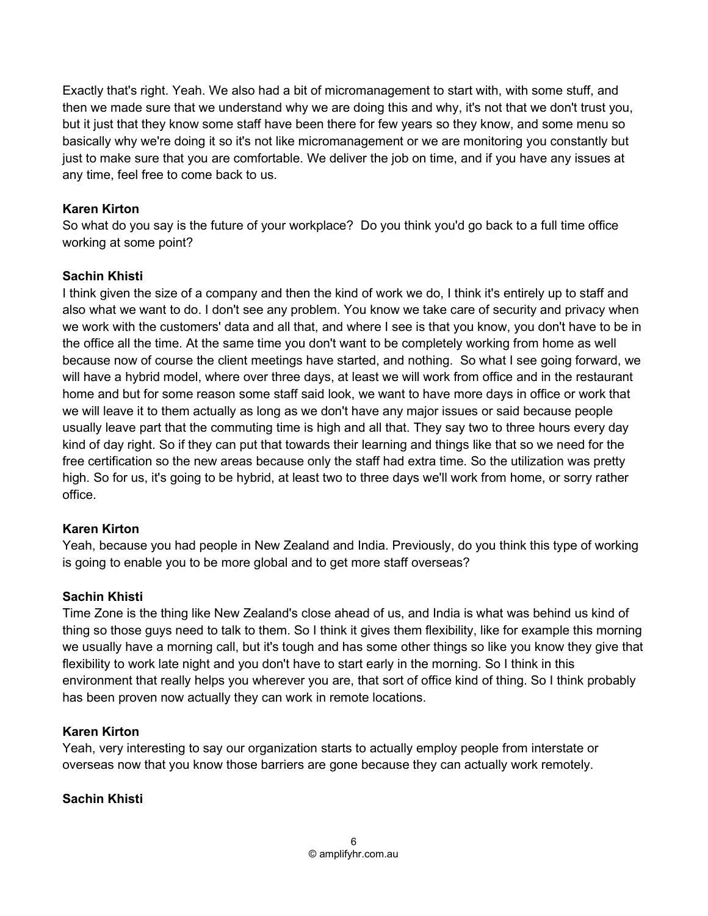Exactly that's right. Yeah. We also had a bit of micromanagement to start with, with some stuff, and then we made sure that we understand why we are doing this and why, it's not that we don't trust you, but it just that they know some staff have been there for few years so they know, and some menu so basically why we're doing it so it's not like micromanagement or we are monitoring you constantly but just to make sure that you are comfortable. We deliver the job on time, and if you have any issues at any time, feel free to come back to us.

**Karen Kirton**
So what do you say is the future of your workplace? Do you think you'd go back to a full time office working at some point?

**Sachin Khisti**
I think given the size of a company and then the kind of work we do, I think it's entirely up to staff and also what we want to do. I don't see any problem. You know we take care of security and privacy when we work with the customers' data and all that, and where I see is that you know, you don't have to be in the office all the time. At the same time you don't want to be completely working from home as well because now of course the client meetings have started, and nothing. So what I see going forward, we will have a hybrid model, where over three days, at least we will work from office and in the restaurant home and but for some reason some staff said look, we want to have more days in office or work that we will leave it to them actually as long as we don't have any major issues or said because people usually leave part that the commuting time is high and all that. They say two to three hours every day kind of day right. So if they can put that towards their learning and things like that so we need for the free certification so the new areas because only the staff had extra time. So the utilization was pretty high. So for us, it's going to be hybrid, at least two to three days we'll work from home, or sorry rather office.

**Karen Kirton**
Yeah, because you had people in New Zealand and India. Previously, do you think this type of working is going to enable you to be more global and to get more staff overseas?

**Sachin Khisti**
Time Zone is the thing like New Zealand's close ahead of us, and India is what was behind us kind of thing so those guys need to talk to them. So I think it gives them flexibility, like for example this morning we usually have a morning call, but it's tough and has some other things so like you know they give that flexibility to work late night and you don't have to start early in the morning. So I think in this environment that really helps you wherever you are, that sort of office kind of thing. So I think probably has been proven now actually they can work in remote locations.

**Karen Kirton**
Yeah, very interesting to say our organization starts to actually employ people from interstate or overseas now that you know those barriers are gone because they can actually work remotely.

**Sachin Khisti**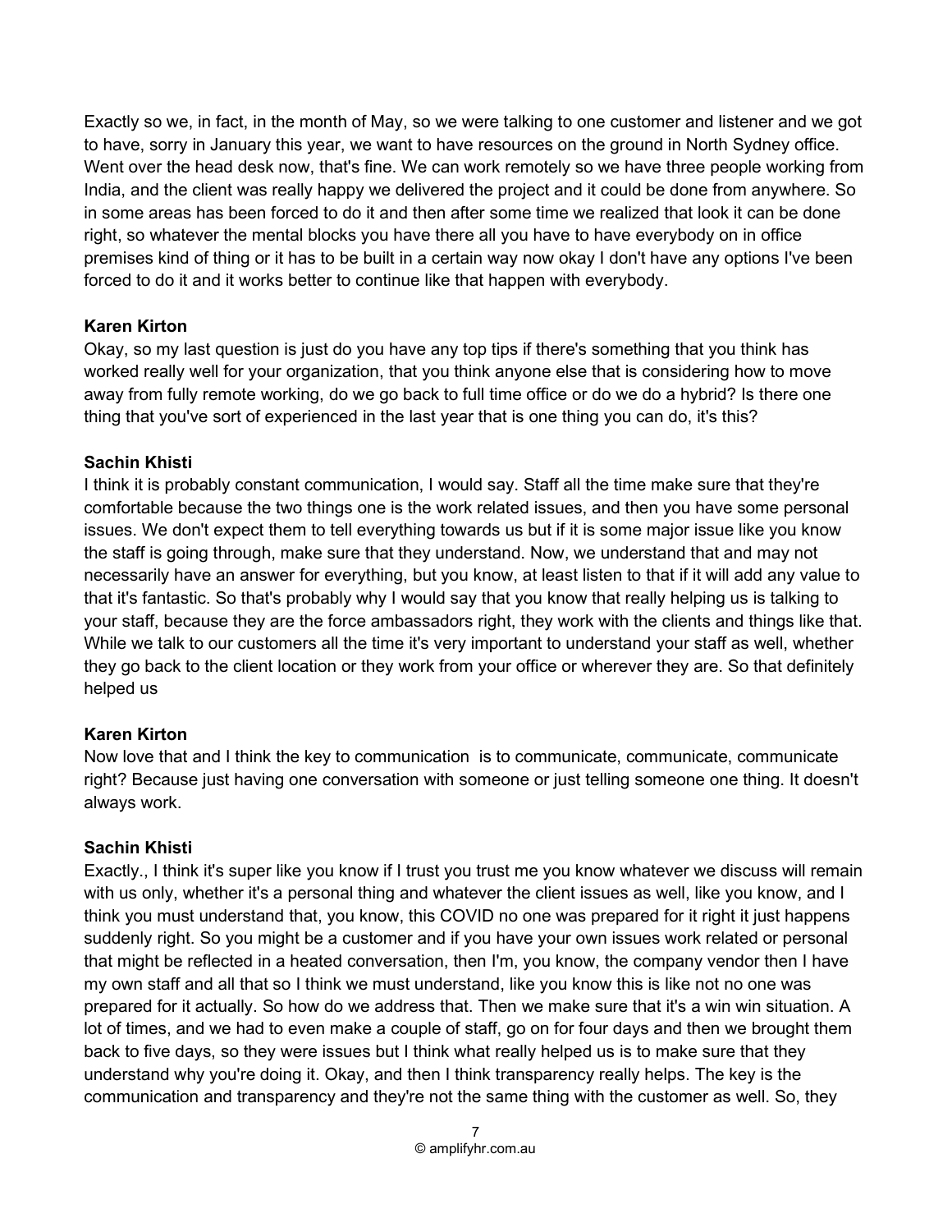Exactly so we, in fact, in the month of May, so we were talking to one customer and listener and we got to have, sorry in January this year, we want to have resources on the ground in North Sydney office. Went over the head desk now, that's fine. We can work remotely so we have three people working from India, and the client was really happy we delivered the project and it could be done from anywhere. So in some areas has been forced to do it and then after some time we realized that look it can be done right, so whatever the mental blocks you have there all you have to have everybody on in office premises kind of thing or it has to be built in a certain way now okay I don't have any options I've been forced to do it and it works better to continue like that happen with everybody.

**Karen Kirton**
Okay, so my last question is just do you have any top tips if there's something that you think has worked really well for your organization, that you think anyone else that is considering how to move away from fully remote working, do we go back to full time office or do we do a hybrid? Is there one thing that you've sort of experienced in the last year that is one thing you can do, it's this?

**Sachin Khisti**
I think it is probably constant communication, I would say. Staff all the time make sure that they're comfortable because the two things one is the work related issues, and then you have some personal issues. We don't expect them to tell everything towards us but if it is some major issue like you know the staff is going through, make sure that they understand. Now, we understand that and may not necessarily have an answer for everything, but you know, at least listen to that if it will add any value to that it's fantastic. So that's probably why I would say that you know that really helping us is talking to your staff, because they are the force ambassadors right, they work with the clients and things like that. While we talk to our customers all the time it's very important to understand your staff as well, whether they go back to the client location or they work from your office or wherever they are. So that definitely helped us

**Karen Kirton**
Now love that and I think the key to communication is to communicate, communicate, communicate right? Because just having one conversation with someone or just telling someone one thing. It doesn't always work.

**Sachin Khisti**
Exactly., I think it's super like you know if I trust you trust me you know whatever we discuss will remain with us only, whether it's a personal thing and whatever the client issues as well, like you know, and I think you must understand that, you know, this COVID no one was prepared for it right it just happens suddenly right. So you might be a customer and if you have your own issues work related or personal that might be reflected in a heated conversation, then I'm, you know, the company vendor then I have my own staff and all that so I think we must understand, like you know this is like not no one was prepared for it actually. So how do we address that. Then we make sure that it's a win win situation. A lot of times, and we had to even make a couple of staff, go on for four days and then we brought them back to five days, so they were issues but I think what really helped us is to make sure that they understand why you're doing it. Okay, and then I think transparency really helps. The key is the communication and transparency and they're not the same thing with the customer as well. So, they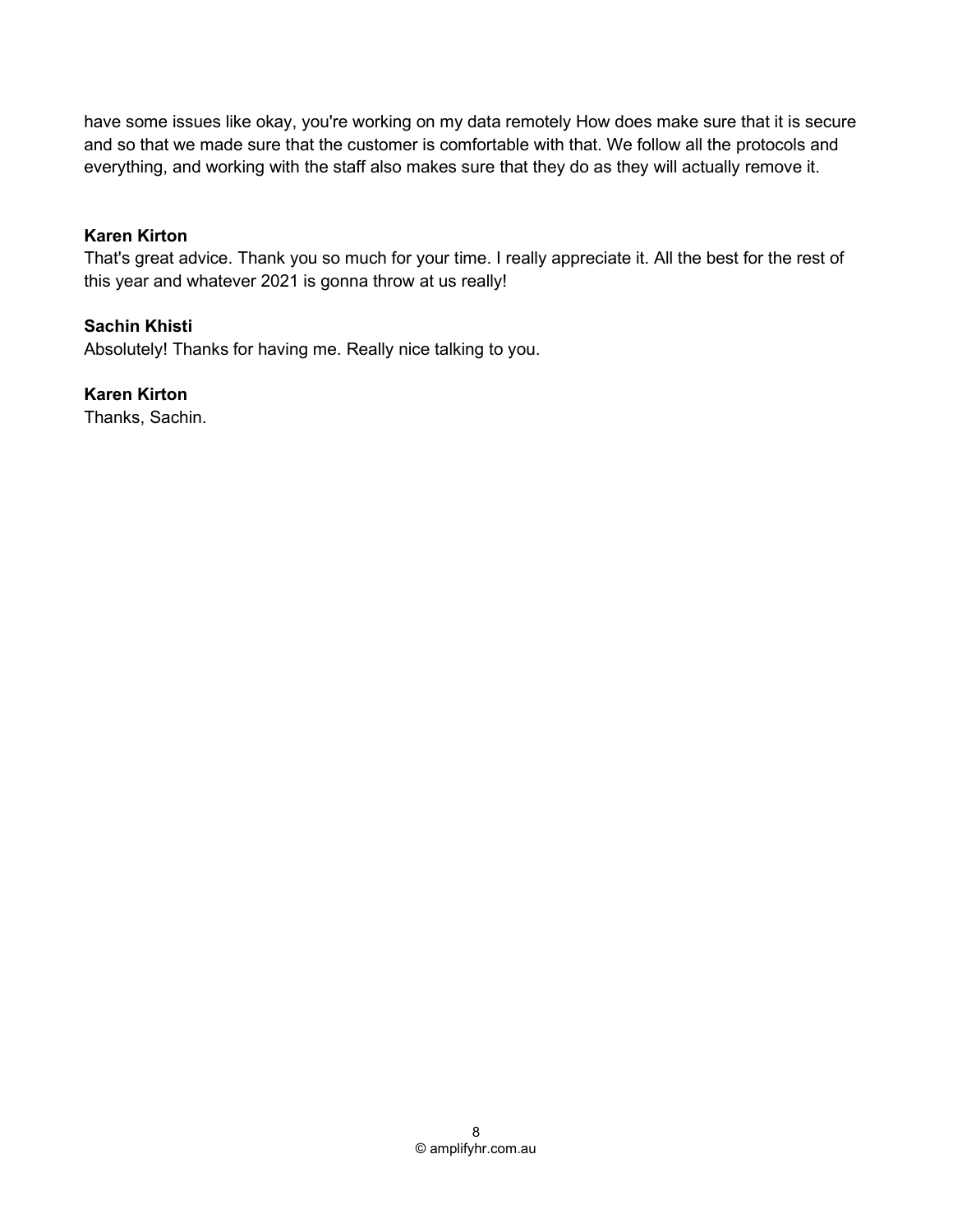have some issues like okay, you're working on my data remotely How does make sure that it is secure and so that we made sure that the customer is comfortable with that. We follow all the protocols and everything, and working with the staff also makes sure that they do as they will actually remove it.

**Karen Kirton**
That's great advice. Thank you so much for your time. I really appreciate it. All the best for the rest of this year and whatever 2021 is gonna throw at us really!

**Sachin Khisti**
Absolutely! Thanks for having me. Really nice talking to you.

**Karen Kirton**
Thanks, Sachin.